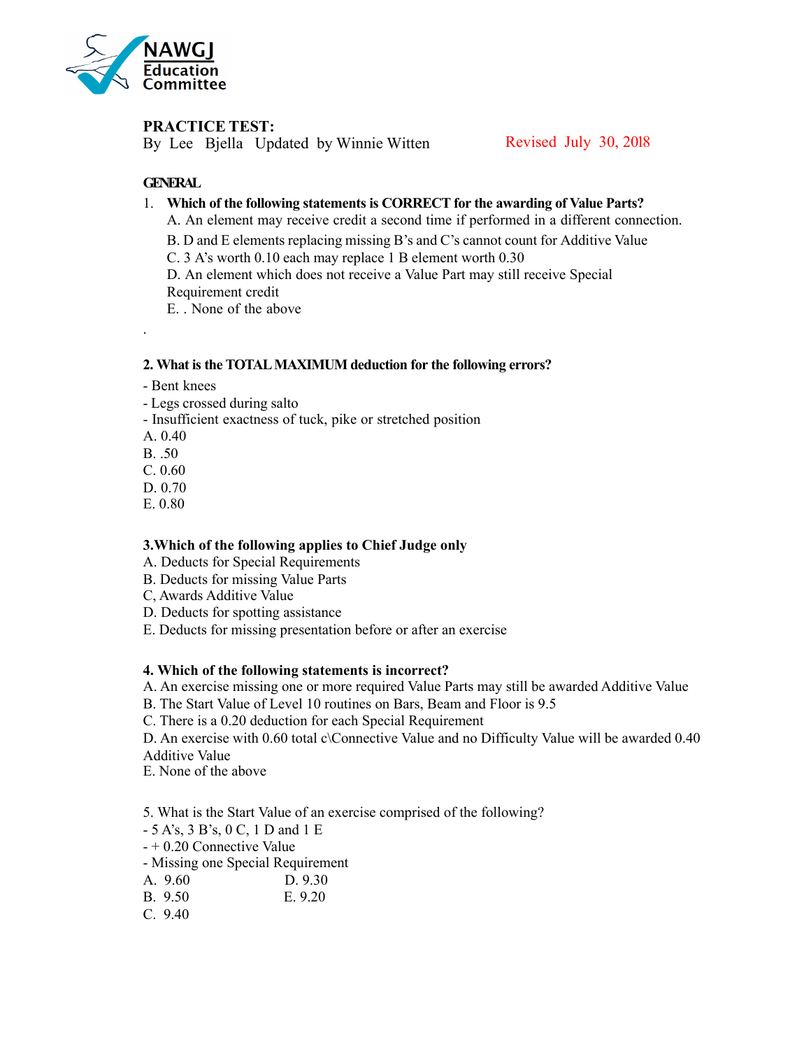NAWGJ Education Committee

**PRACTICE TEST:**
By Lee Bjella Updated by Winnie Witten

Revised July 30, 2018

**GENERAL**

1. **Which of the following statements is CORRECT for the awarding of Value Parts?**
   A. An element may receive credit a second time if performed in a different connection.
   B. D and E elements replacing missing B's and C's cannot count for Additive Value
   C. 3 A's worth 0.10 each may replace 1 B element worth 0.30
   D. An element which does not receive a Value Part may still receive Special Requirement credit
   E. . None of the above

.

**2. What is the TOTAL MAXIMUM deduction for the following errors?**

- Bent knees
- Legs crossed during salto
- Insufficient exactness of tuck, pike or stretched position

A. 0.40
B. .50
C. 0.60
D. 0.70
E. 0.80

**3.Which of the following applies to Chief Judge only**

A. Deducts for Special Requirements
B. Deducts for missing Value Parts
C, Awards Additive Value
D. Deducts for spotting assistance
E. Deducts for missing presentation before or after an exercise

**4. Which of the following statements is incorrect?**

A. An exercise missing one or more required Value Parts may still be awarded Additive Value
B. The Start Value of Level 10 routines on Bars, Beam and Floor is 9.5
C. There is a 0.20 deduction for each Special Requirement
D. An exercise with 0.60 total c\Connective Value and no Difficulty Value will be awarded 0.40 Additive Value
E. None of the above

5. What is the Start Value of an exercise comprised of the following?

- 5 A's, 3 B's, 0 C, 1 D and 1 E
- + 0.20 Connective Value
- Missing one Special Requirement

A. 9.60
B. 9.50
C. 9.40
D. 9.30
E. 9.20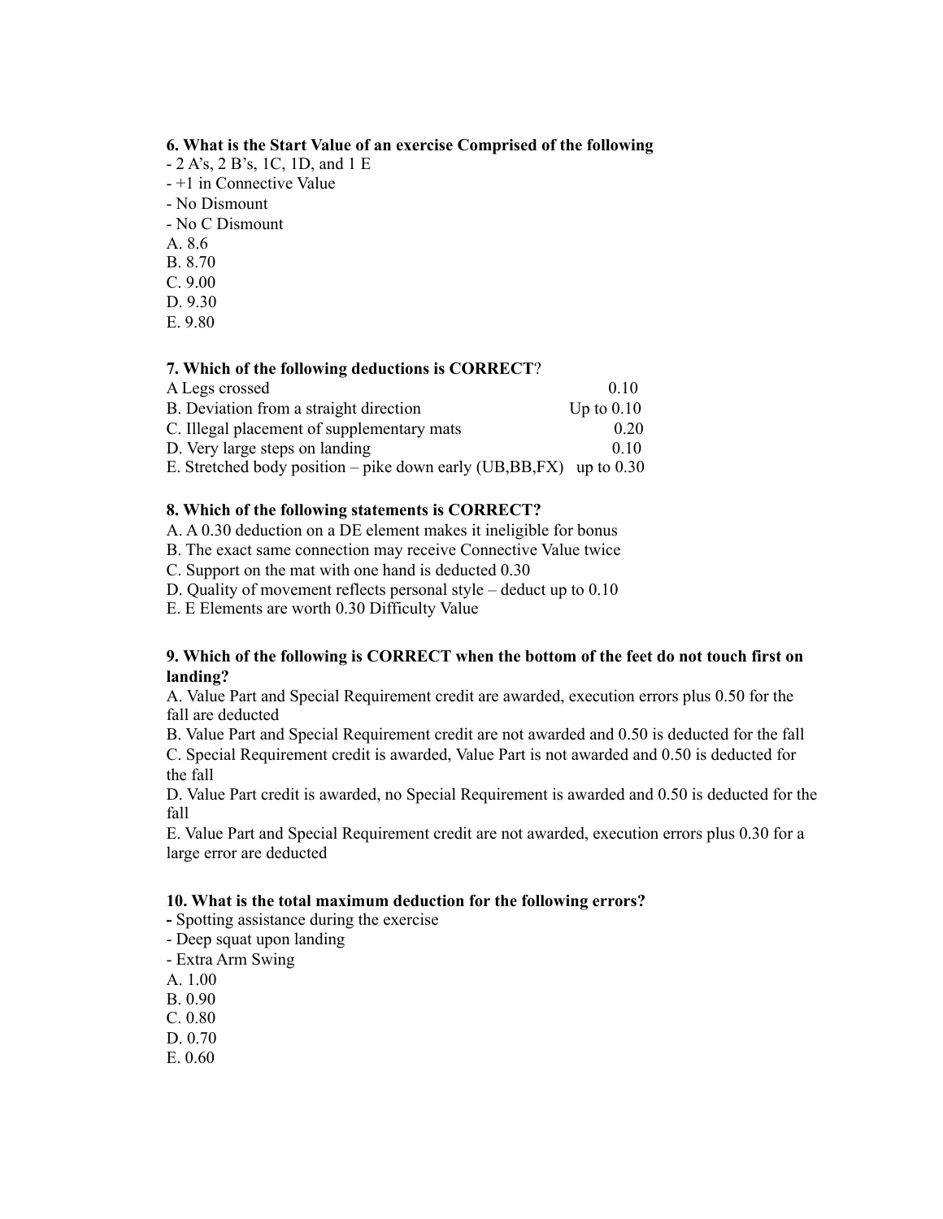**6. What is the Start Value of an exercise Comprised of the following**

- 2 A's, 2 B's, 1C, 1D, and 1 E
- +1 in Connective Value
- No Dismount
- No C Dismount

A. 8.6
B. 8.70
C. 9.00
D. 9.30
E. 9.80

**7. Which of the following deductions is CORRECT?**

| | |
|---|---|
| A Legs crossed | 0.10 |
| B. Deviation from a straight direction | Up to 0.10 |
| C. Illegal placement of supplementary mats | 0.20 |
| D. Very large steps on landing | 0.10 |
| E. Stretched body position – pike down early (UB,BB,FX) | up to 0.30 |

**8. Which of the following statements is CORRECT?**

A. A 0.30 deduction on a DE element makes it ineligible for bonus
B. The exact same connection may receive Connective Value twice
C. Support on the mat with one hand is deducted 0.30
D. Quality of movement reflects personal style – deduct up to 0.10
E. E Elements are worth 0.30 Difficulty Value

**9. Which of the following is CORRECT when the bottom of the feet do not touch first on landing?**

A. Value Part and Special Requirement credit are awarded, execution errors plus 0.50 for the fall are deducted
B. Value Part and Special Requirement credit are not awarded and 0.50 is deducted for the fall
C. Special Requirement credit is awarded, Value Part is not awarded and 0.50 is deducted for the fall
D. Value Part credit is awarded, no Special Requirement is awarded and 0.50 is deducted for the fall
E. Value Part and Special Requirement credit are not awarded, execution errors plus 0.30 for a large error are deducted

**10. What is the total maximum deduction for the following errors?**

- Spotting assistance during the exercise
- Deep squat upon landing
- Extra Arm Swing

A. 1.00
B. 0.90
C. 0.80
D. 0.70
E. 0.60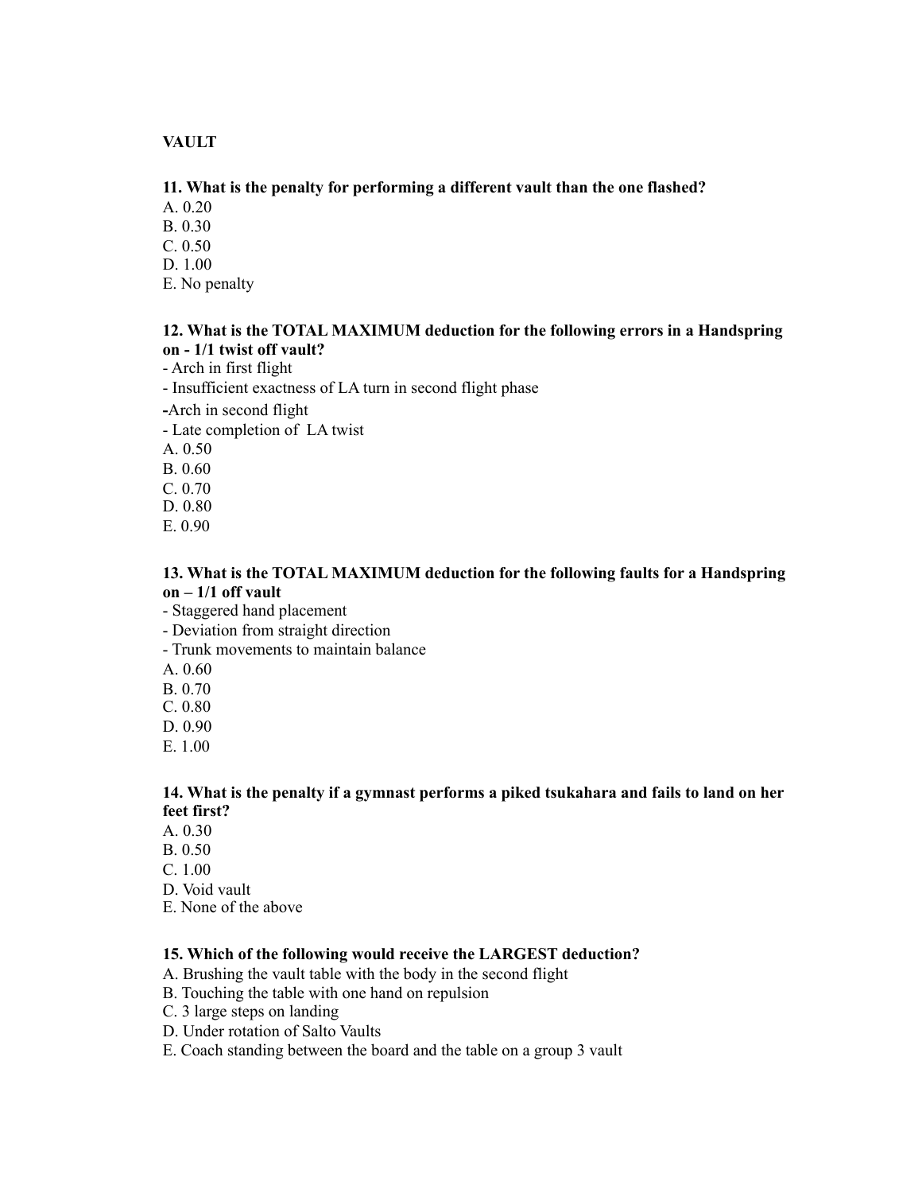**VAULT**

**11. What is the penalty for performing a different vault than the one flashed?**

A. 0.20
B. 0.30
C. 0.50
D. 1.00
E. No penalty

**12. What is the TOTAL MAXIMUM deduction for the following errors in a Handspring on - 1/1 twist off vault?**

- Arch in first flight
- Insufficient exactness of LA turn in second flight phase
- Arch in second flight
- Late completion of LA twist

A. 0.50
B. 0.60
C. 0.70
D. 0.80
E. 0.90

**13. What is the TOTAL MAXIMUM deduction for the following faults for a Handspring on – 1/1 off vault**

- Staggered hand placement
- Deviation from straight direction
- Trunk movements to maintain balance

A. 0.60
B. 0.70
C. 0.80
D. 0.90
E. 1.00

**14. What is the penalty if a gymnast performs a piked tsukahara and fails to land on her feet first?**

A. 0.30
B. 0.50
C. 1.00
D. Void vault
E. None of the above

**15. Which of the following would receive the LARGEST deduction?**

A. Brushing the vault table with the body in the second flight
B. Touching the table with one hand on repulsion
C. 3 large steps on landing
D. Under rotation of Salto Vaults
E. Coach standing between the board and the table on a group 3 vault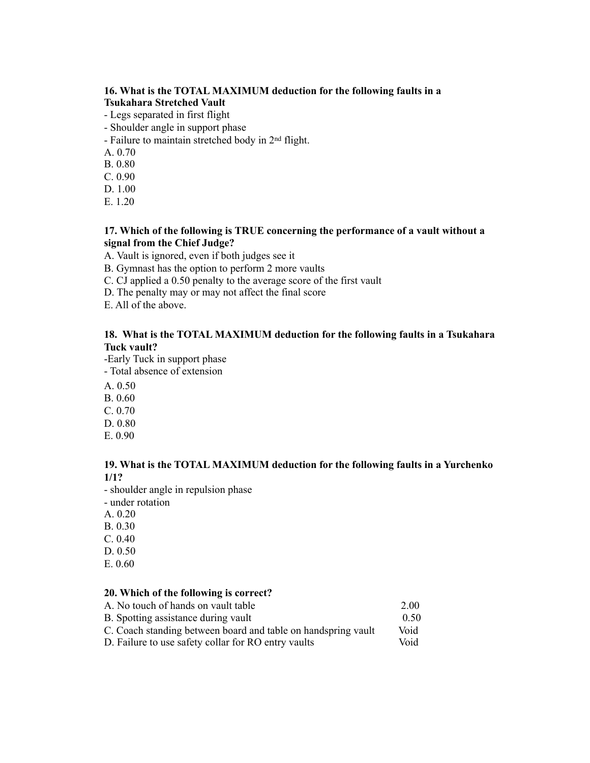**16. What is the TOTAL MAXIMUM deduction for the following faults in a Tsukahara Stretched Vault**

- Legs separated in first flight
- Shoulder angle in support phase
- Failure to maintain stretched body in 2nd flight.

A. 0.70
B. 0.80
C. 0.90
D. 1.00
E. 1.20

**17. Which of the following is TRUE concerning the performance of a vault without a signal from the Chief Judge?**

A. Vault is ignored, even if both judges see it
B. Gymnast has the option to perform 2 more vaults
C. CJ applied a 0.50 penalty to the average score of the first vault
D. The penalty may or may not affect the final score
E. All of the above.

**18. What is the TOTAL MAXIMUM deduction for the following faults in a Tsukahara Tuck vault?**

-Early Tuck in support phase
- Total absence of extension

A. 0.50
B. 0.60
C. 0.70
D. 0.80
E. 0.90

**19. What is the TOTAL MAXIMUM deduction for the following faults in a Yurchenko 1/1?**

- shoulder angle in repulsion phase
- under rotation

A. 0.20
B. 0.30
C. 0.40
D. 0.50
E. 0.60

**20. Which of the following is correct?**

| | |
|---|---|
| A. No touch of hands on vault table | 2.00 |
| B. Spotting assistance during vault | 0.50 |
| C. Coach standing between board and table on handspring vault | Void |
| D. Failure to use safety collar for RO entry vaults | Void |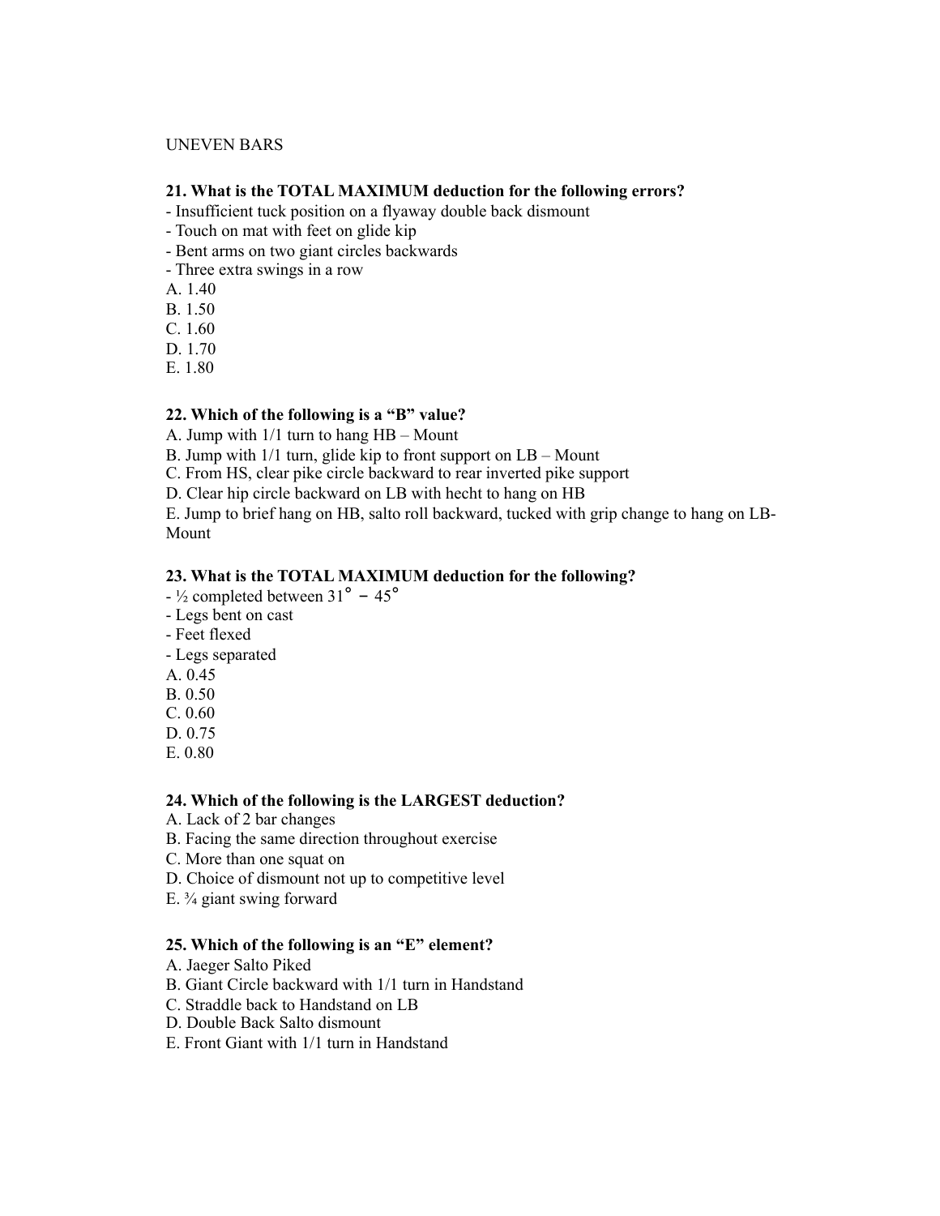UNEVEN BARS

**21. What is the TOTAL MAXIMUM deduction for the following errors?**

- Insufficient tuck position on a flyaway double back dismount
- Touch on mat with feet on glide kip
- Bent arms on two giant circles backwards
- Three extra swings in a row

A. 1.40
B. 1.50
C. 1.60
D. 1.70
E. 1.80

**22. Which of the following is a "B" value?**

A. Jump with 1/1 turn to hang HB – Mount
B. Jump with 1/1 turn, glide kip to front support on LB – Mount
C. From HS, clear pike circle backward to rear inverted pike support
D. Clear hip circle backward on LB with hecht to hang on HB
E. Jump to brief hang on HB, salto roll backward, tucked with grip change to hang on LB-Mount

**23. What is the TOTAL MAXIMUM deduction for the following?**

- ½ completed between 31° – 45°
- Legs bent on cast
- Feet flexed
- Legs separated

A. 0.45
B. 0.50
C. 0.60
D. 0.75
E. 0.80

**24. Which of the following is the LARGEST deduction?**

A. Lack of 2 bar changes
B. Facing the same direction throughout exercise
C. More than one squat on
D. Choice of dismount not up to competitive level
E. ¾ giant swing forward

**25. Which of the following is an "E" element?**

A. Jaeger Salto Piked
B. Giant Circle backward with 1/1 turn in Handstand
C. Straddle back to Handstand on LB
D. Double Back Salto dismount
E. Front Giant with 1/1 turn in Handstand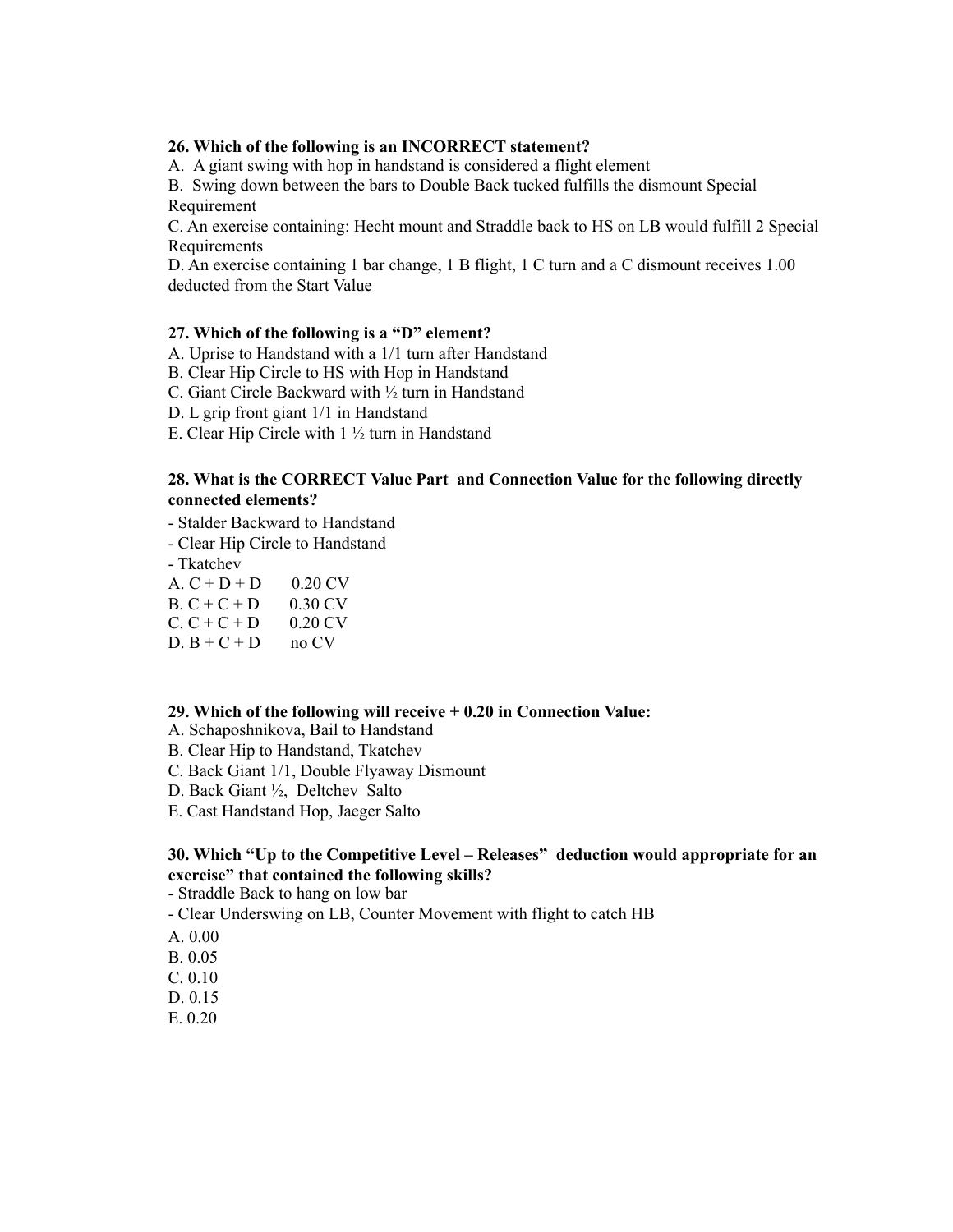**26. Which of the following is an INCORRECT statement?**

A. A giant swing with hop in handstand is considered a flight element

B. Swing down between the bars to Double Back tucked fulfills the dismount Special Requirement

C. An exercise containing: Hecht mount and Straddle back to HS on LB would fulfill 2 Special Requirements

D. An exercise containing 1 bar change, 1 B flight, 1 C turn and a C dismount receives 1.00 deducted from the Start Value

**27. Which of the following is a "D" element?**

A. Uprise to Handstand with a 1/1 turn after Handstand

B. Clear Hip Circle to HS with Hop in Handstand

C. Giant Circle Backward with ½ turn in Handstand

D. L grip front giant 1/1 in Handstand

E. Clear Hip Circle with 1 ½ turn in Handstand

**28. What is the CORRECT Value Part and Connection Value for the following directly connected elements?**

- Stalder Backward to Handstand
- Clear Hip Circle to Handstand
- Tkatchev

A. C + D + D 0.20 CV

B. C + C + D 0.30 CV

C. C + C + D 0.20 CV

D. B + C + D no CV

**29. Which of the following will receive + 0.20 in Connection Value:**

A. Schaposhnikova, Bail to Handstand

B. Clear Hip to Handstand, Tkatchev

C. Back Giant 1/1, Double Flyaway Dismount

D. Back Giant ½, Deltchev Salto

E. Cast Handstand Hop, Jaeger Salto

**30. Which "Up to the Competitive Level – Releases" deduction would appropriate for an exercise" that contained the following skills?**

- Straddle Back to hang on low bar
- Clear Underswing on LB, Counter Movement with flight to catch HB

A. 0.00

B. 0.05

C. 0.10

D. 0.15

E. 0.20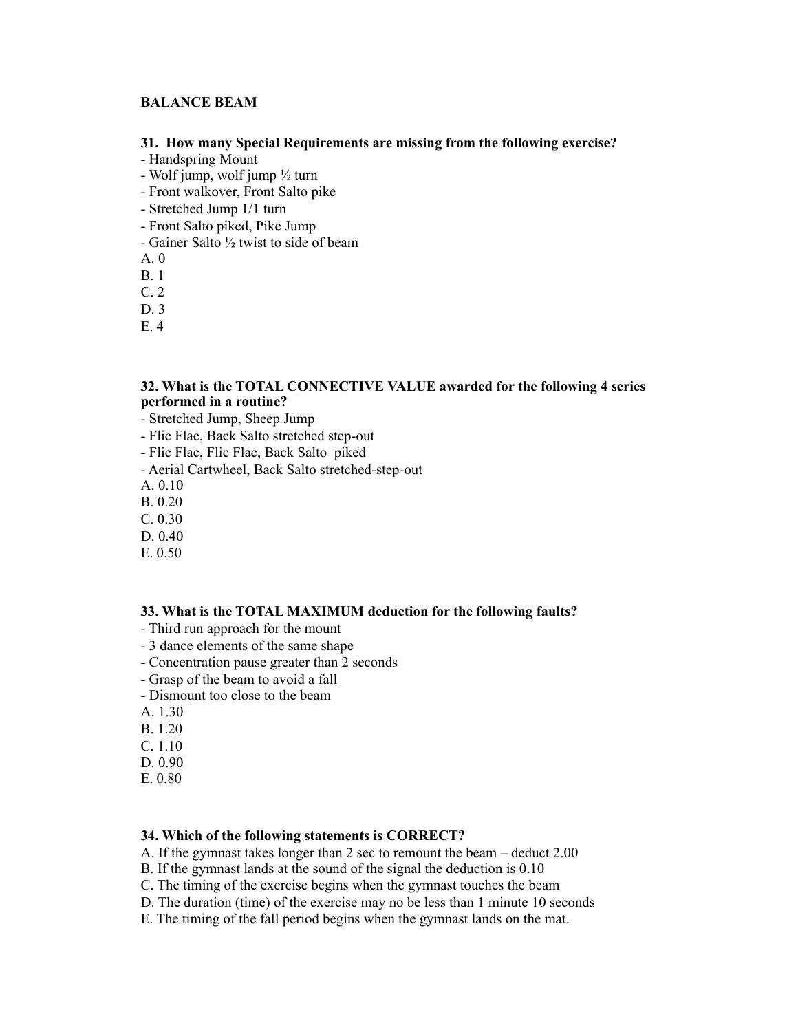**BALANCE BEAM**

**31. How many Special Requirements are missing from the following exercise?**

- Handspring Mount
- Wolf jump, wolf jump ½ turn
- Front walkover, Front Salto pike
- Stretched Jump 1/1 turn
- Front Salto piked, Pike Jump
- Gainer Salto ½ twist to side of beam

A. 0
B. 1
C. 2
D. 3
E. 4

**32. What is the TOTAL CONNECTIVE VALUE awarded for the following 4 series performed in a routine?**

- Stretched Jump, Sheep Jump
- Flic Flac, Back Salto stretched step-out
- Flic Flac, Flic Flac, Back Salto piked
- Aerial Cartwheel, Back Salto stretched-step-out

A. 0.10
B. 0.20
C. 0.30
D. 0.40
E. 0.50

**33. What is the TOTAL MAXIMUM deduction for the following faults?**

- Third run approach for the mount
- 3 dance elements of the same shape
- Concentration pause greater than 2 seconds
- Grasp of the beam to avoid a fall
- Dismount too close to the beam

A. 1.30
B. 1.20
C. 1.10
D. 0.90
E. 0.80

**34. Which of the following statements is CORRECT?**

A. If the gymnast takes longer than 2 sec to remount the beam – deduct 2.00
B. If the gymnast lands at the sound of the signal the deduction is 0.10
C. The timing of the exercise begins when the gymnast touches the beam
D. The duration (time) of the exercise may no be less than 1 minute 10 seconds
E. The timing of the fall period begins when the gymnast lands on the mat.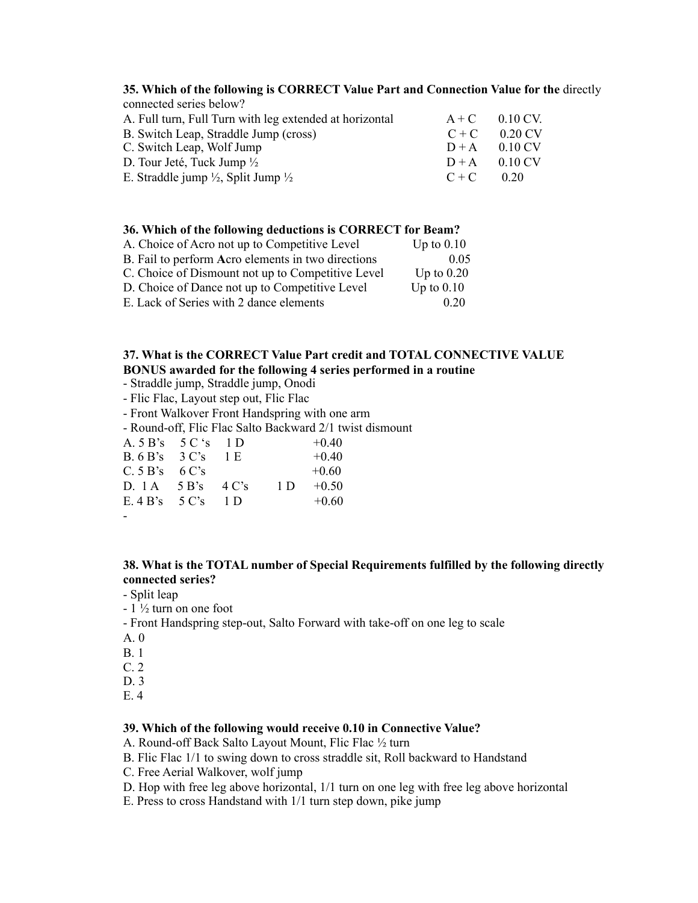**35. Which of the following is CORRECT Value Part and Connection Value for the** directly connected series below?

| | | |
|---|---|---|
| A. Full turn, Full Turn with leg extended at horizontal | A + C | 0.10 CV. |
| B. Switch Leap, Straddle Jump (cross) | C + C | 0.20 CV |
| C. Switch Leap, Wolf Jump | D + A | 0.10 CV |
| D. Tour Jeté, Tuck Jump ½ | D + A | 0.10 CV |
| E. Straddle jump ½, Split Jump ½ | C + C | 0.20 |

**36. Which of the following deductions is CORRECT for Beam?**

| | |
|---|---|
| A. Choice of Acro not up to Competitive Level | Up to 0.10 |
| B. Fail to perform **A**cro elements in two directions | 0.05 |
| C. Choice of Dismount not up to Competitive Level | Up to 0.20 |
| D. Choice of Dance not up to Competitive Level | Up to 0.10 |
| E. Lack of Series with 2 dance elements | 0.20 |

**37. What is the CORRECT Value Part credit and TOTAL CONNECTIVE VALUE BONUS awarded for the following 4 series performed in a routine**

- Straddle jump, Straddle jump, Onodi
- Flic Flac, Layout step out, Flic Flac
- Front Walkover Front Handspring with one arm
- Round-off, Flic Flac Salto Backward 2/1 twist dismount

A. 5 B's 5 C 's 1 D +0.40
B. 6 B's 3 C's 1 E +0.40
C. 5 B's 6 C's +0.60
D. 1 A 5 B's 4 C's 1 D +0.50
E. 4 B's 5 C's 1 D +0.60

-

**38. What is the TOTAL number of Special Requirements fulfilled by the following directly connected series?**

- Split leap
- 1 ½ turn on one foot
- Front Handspring step-out, Salto Forward with take-off on one leg to scale

A. 0
B. 1
C. 2
D. 3
E. 4

**39. Which of the following would receive 0.10 in Connective Value?**

A. Round-off Back Salto Layout Mount, Flic Flac ½ turn
B. Flic Flac 1/1 to swing down to cross straddle sit, Roll backward to Handstand
C. Free Aerial Walkover, wolf jump
D. Hop with free leg above horizontal, 1/1 turn on one leg with free leg above horizontal
E. Press to cross Handstand with 1/1 turn step down, pike jump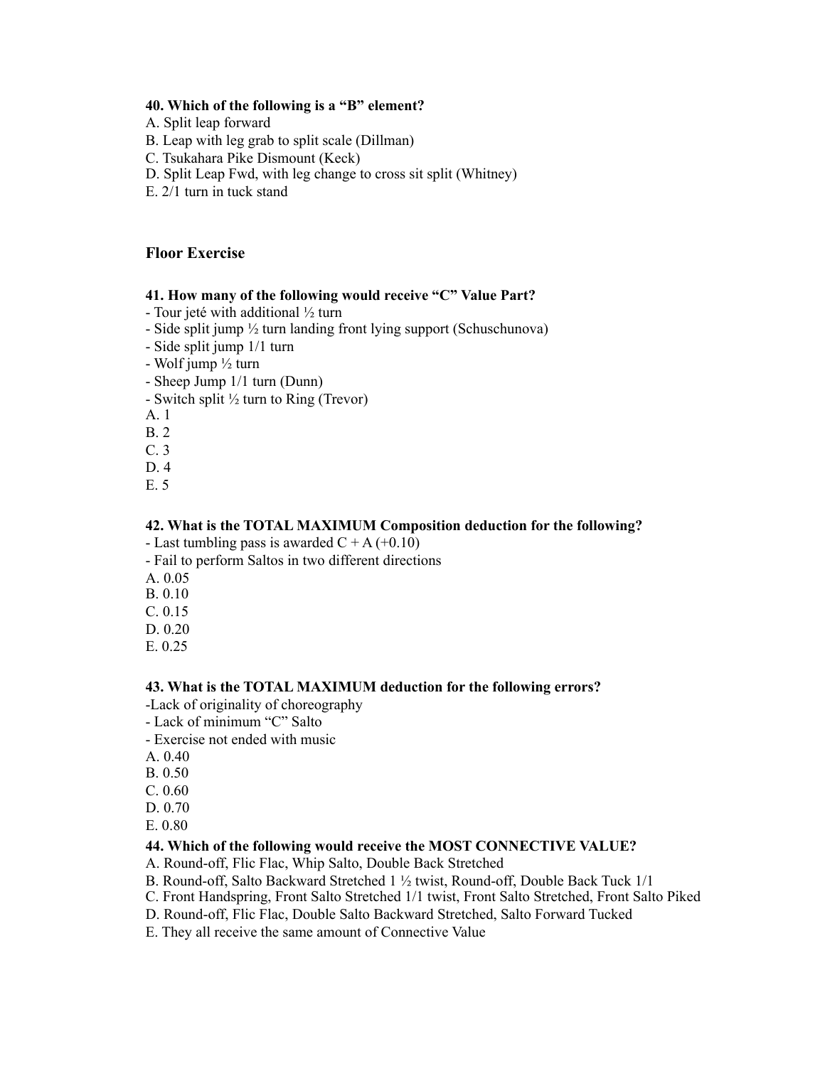**40. Which of the following is a "B" element?**

A. Split leap forward
B. Leap with leg grab to split scale (Dillman)
C. Tsukahara Pike Dismount (Keck)
D. Split Leap Fwd, with leg change to cross sit split (Whitney)
E. 2/1 turn in tuck stand

## Floor Exercise

**41. How many of the following would receive "C" Value Part?**

- Tour jeté with additional ½ turn
- Side split jump ½ turn landing front lying support (Schuschunova)
- Side split jump 1/1 turn
- Wolf jump ½ turn
- Sheep Jump 1/1 turn (Dunn)
- Switch split ½ turn to Ring (Trevor)

A. 1
B. 2
C. 3
D. 4
E. 5

**42. What is the TOTAL MAXIMUM Composition deduction for the following?**

- Last tumbling pass is awarded C + A (+0.10)
- Fail to perform Saltos in two different directions

A. 0.05
B. 0.10
C. 0.15
D. 0.20
E. 0.25

**43. What is the TOTAL MAXIMUM deduction for the following errors?**

-Lack of originality of choreography
- Lack of minimum "C" Salto
- Exercise not ended with music

A. 0.40
B. 0.50
C. 0.60
D. 0.70
E. 0.80

**44. Which of the following would receive the MOST CONNECTIVE VALUE?**

A. Round-off, Flic Flac, Whip Salto, Double Back Stretched
B. Round-off, Salto Backward Stretched 1 ½ twist, Round-off, Double Back Tuck 1/1
C. Front Handspring, Front Salto Stretched 1/1 twist, Front Salto Stretched, Front Salto Piked
D. Round-off, Flic Flac, Double Salto Backward Stretched, Salto Forward Tucked
E. They all receive the same amount of Connective Value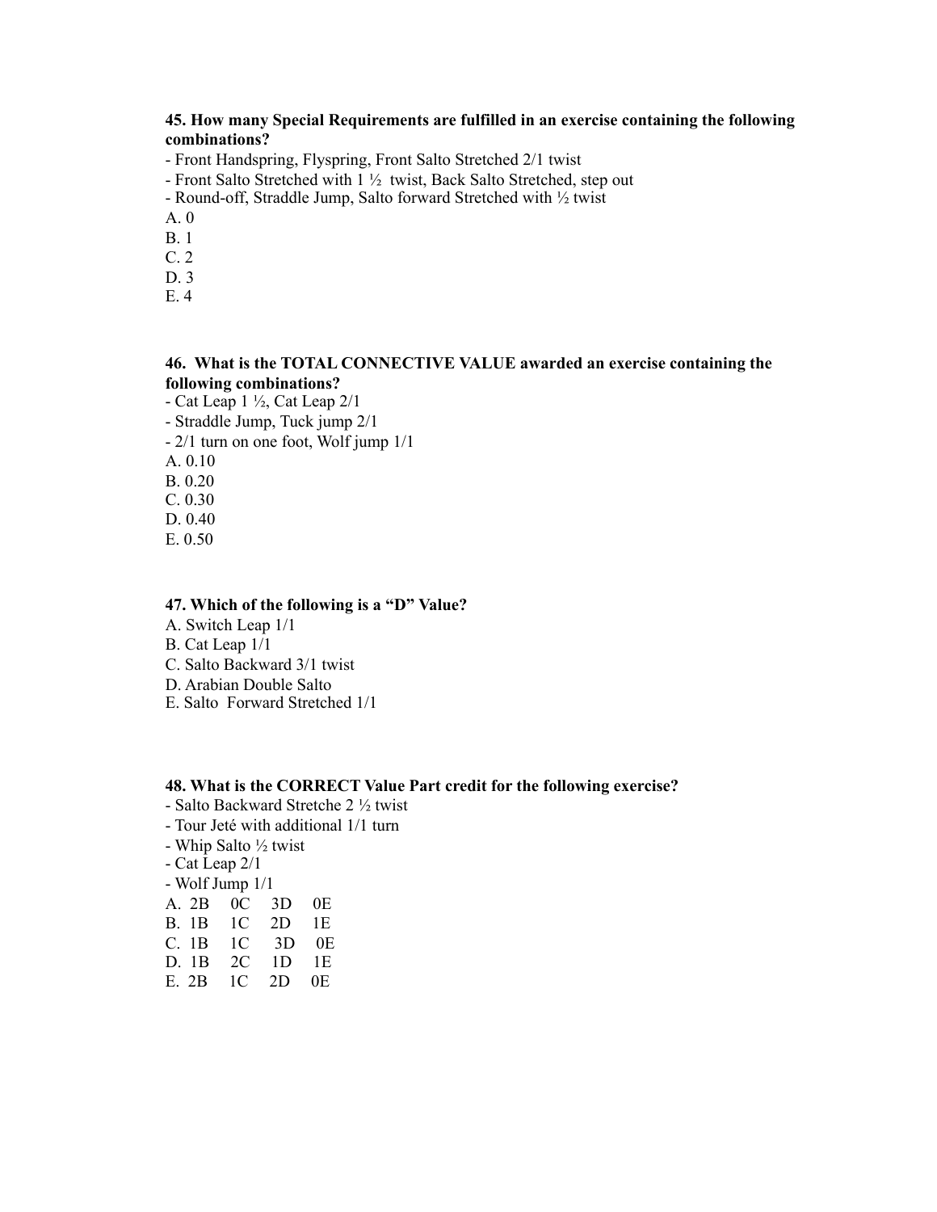**45. How many Special Requirements are fulfilled in an exercise containing the following combinations?**

- Front Handspring, Flyspring, Front Salto Stretched 2/1 twist
- Front Salto Stretched with 1 ½ twist, Back Salto Stretched, step out
- Round-off, Straddle Jump, Salto forward Stretched with ½ twist

A. 0
B. 1
C. 2
D. 3
E. 4

**46. What is the TOTAL CONNECTIVE VALUE awarded an exercise containing the following combinations?**

- Cat Leap 1 ½, Cat Leap 2/1
- Straddle Jump, Tuck jump 2/1
- 2/1 turn on one foot, Wolf jump 1/1

A. 0.10
B. 0.20
C. 0.30
D. 0.40
E. 0.50

**47. Which of the following is a "D" Value?**

A. Switch Leap 1/1
B. Cat Leap 1/1
C. Salto Backward 3/1 twist
D. Arabian Double Salto
E. Salto Forward Stretched 1/1

**48. What is the CORRECT Value Part credit for the following exercise?**

- Salto Backward Stretche 2 ½ twist
- Tour Jeté with additional 1/1 turn
- Whip Salto ½ twist
- Cat Leap 2/1
- Wolf Jump 1/1

A. 2B 0C 3D 0E
B. 1B 1C 2D 1E
C. 1B 1C 3D 0E
D. 1B 2C 1D 1E
E. 2B 1C 2D 0E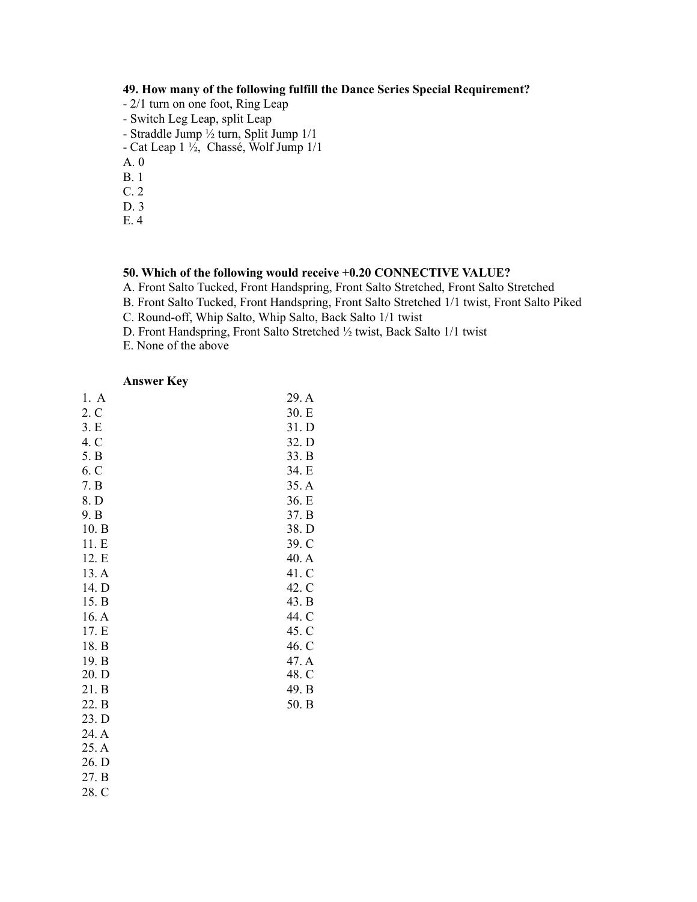**49. How many of the following fulfill the Dance Series Special Requirement?**

- 2/1 turn on one foot, Ring Leap
- Switch Leg Leap, split Leap
- Straddle Jump ½ turn, Split Jump 1/1
- Cat Leap 1 ½,  Chassé, Wolf Jump 1/1

A. 0
B. 1
C. 2
D. 3
E. 4

**50. Which of the following would receive +0.20 CONNECTIVE VALUE?**

A. Front Salto Tucked, Front Handspring, Front Salto Stretched, Front Salto Stretched
B. Front Salto Tucked, Front Handspring, Front Salto Stretched 1/1 twist, Front Salto Piked
C. Round-off, Whip Salto, Whip Salto, Back Salto 1/1 twist
D. Front Handspring, Front Salto Stretched ½ twist, Back Salto 1/1 twist
E. None of the above

**Answer Key**

1. A
2. C
3. E
4. C
5. B
6. C
7. B
8. D
9. B
10. B
11. E
12. E
13. A
14. D
15. B
16. A
17. E
18. B
19. B
20. D
21. B
22. B
23. D
24. A
25. A
26. D
27. B
28. C
29. A
30. E
31. D
32. D
33. B
34. E
35. A
36. E
37. B
38. D
39. C
40. A
41. C
42. C
43. B
44. C
45. C
46. C
47. A
48. C
49. B
50. B